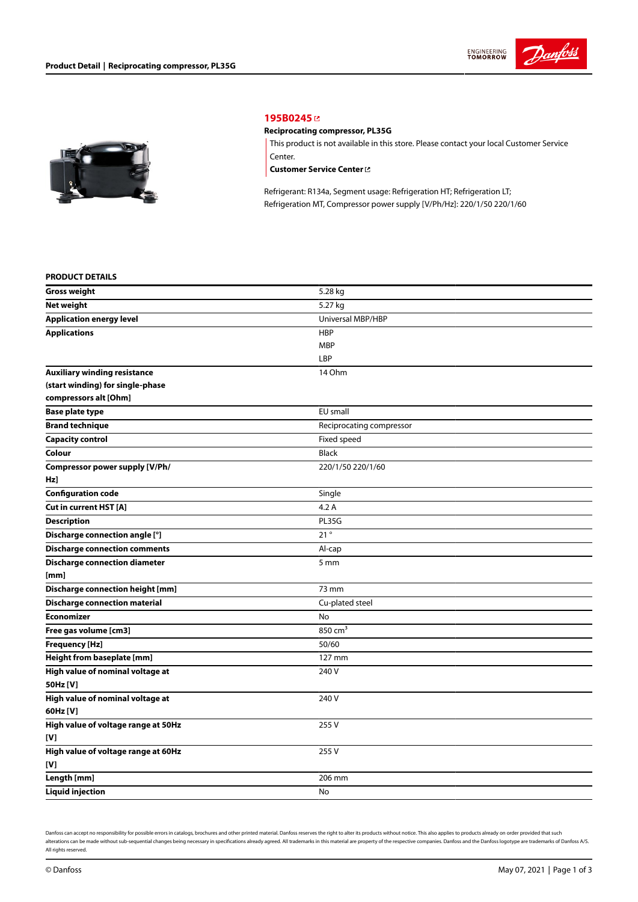# 195B0245

**Reciprocating compressor, PL35G**

This product is not available in this store. Please contact your local Customer Service Center.

**Customer Service Center**

Refrigerant: R134a, Segment usage: Refrigeration HT; Refrigeration LT; Refrigeration MT, Compressor power supply [V/Ph/Hz]: 220/1/50 220/1/60

## PRODUCT DETAILS

| | |
|---|---|
| **Gross weight** | 5.28 kg |
| **Net weight** | 5.27 kg |
| **Application energy level** | Universal MBP/HBP |
| **Applications** | HBP<br>MBP<br>LBP |
| **Auxiliary winding resistance (start winding) for single-phase compressors alt [Ohm]** | 14 Ohm |
| **Base plate type** | EU small |
| **Brand technique** | Reciprocating compressor |
| **Capacity control** | Fixed speed |
| **Colour** | Black |
| **Compressor power supply [V/Ph/Hz]** | 220/1/50 220/1/60 |
| **Configuration code** | Single |
| **Cut in current HST [A]** | 4.2 A |
| **Description** | PL35G |
| **Discharge connection angle [°]** | 21 ° |
| **Discharge connection comments** | Al-cap |
| **Discharge connection diameter [mm]** | 5 mm |
| **Discharge connection height [mm]** | 73 mm |
| **Discharge connection material** | Cu-plated steel |
| **Economizer** | No |
| **Free gas volume [cm3]** | 850 $cm^3$ |
| **Frequency [Hz]** | 50/60 |
| **Height from baseplate [mm]** | 127 mm |
| **High value of nominal voltage at 50Hz [V]** | 240 V |
| **High value of nominal voltage at 60Hz [V]** | 240 V |
| **High value of voltage range at 50Hz [V]** | 255 V |
| **High value of voltage range at 60Hz [V]** | 255 V |
| **Length [mm]** | 206 mm |
| **Liquid injection** | No |

Danfoss can accept no responsibility for possible errors in catalogs, brochures and other printed material. Danfoss reserves the right to alter its products without notice. This also applies to products already on order provided that such alterations can be made without sub-sequential changes being necessary in specifications already agreed. All trademarks in this material are property of the respective companies. Danfoss and the Danfoss logotype are trademarks of Danfoss A/S. All rights reserved.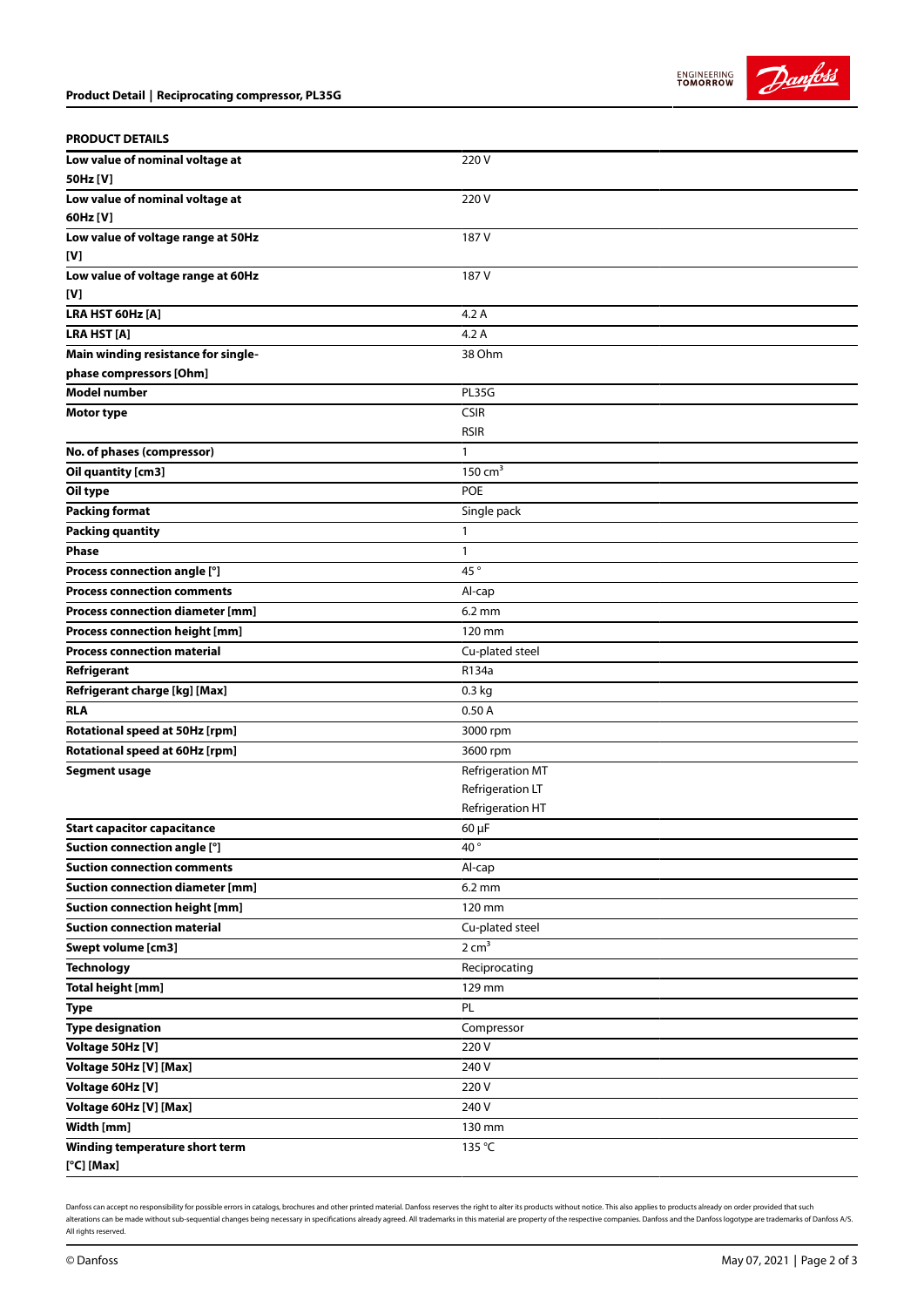## PRODUCT DETAILS

| | |
|---|---|
| **Low value of nominal voltage at 50Hz [V]** | 220 V |
| **Low value of nominal voltage at 60Hz [V]** | 220 V |
| **Low value of voltage range at 50Hz [V]** | 187 V |
| **Low value of voltage range at 60Hz [V]** | 187 V |
| **LRA HST 60Hz [A]** | 4.2 A |
| **LRA HST [A]** | 4.2 A |
| **Main winding resistance for single-phase compressors [Ohm]** | 38 Ohm |
| **Model number** | PL35G |
| **Motor type** | CSIR<br>RSIR |
| **No. of phases (compressor)** | 1 |
| **Oil quantity [cm3]** | 150 $cm^3$ |
| **Oil type** | POE |
| **Packing format** | Single pack |
| **Packing quantity** | 1 |
| **Phase** | 1 |
| **Process connection angle [°]** | 45 ° |
| **Process connection comments** | Al-cap |
| **Process connection diameter [mm]** | 6.2 mm |
| **Process connection height [mm]** | 120 mm |
| **Process connection material** | Cu-plated steel |
| **Refrigerant** | R134a |
| **Refrigerant charge [kg] [Max]** | 0.3 kg |
| **RLA** | 0.50 A |
| **Rotational speed at 50Hz [rpm]** | 3000 rpm |
| **Rotational speed at 60Hz [rpm]** | 3600 rpm |
| **Segment usage** | Refrigeration MT<br>Refrigeration LT<br>Refrigeration HT |
| **Start capacitor capacitance** | 60 µF |
| **Suction connection angle [°]** | 40 ° |
| **Suction connection comments** | Al-cap |
| **Suction connection diameter [mm]** | 6.2 mm |
| **Suction connection height [mm]** | 120 mm |
| **Suction connection material** | Cu-plated steel |
| **Swept volume [cm3]** | 2 $cm^3$ |
| **Technology** | Reciprocating |
| **Total height [mm]** | 129 mm |
| **Type** | PL |
| **Type designation** | Compressor |
| **Voltage 50Hz [V]** | 220 V |
| **Voltage 50Hz [V] [Max]** | 240 V |
| **Voltage 60Hz [V]** | 220 V |
| **Voltage 60Hz [V] [Max]** | 240 V |
| **Width [mm]** | 130 mm |
| **Winding temperature short term [°C] [Max]** | 135 °C |

Danfoss can accept no responsibility for possible errors in catalogs, brochures and other printed material. Danfoss reserves the right to alter its products without notice. This also applies to products already on order provided that such alterations can be made without sub-sequential changes being necessary in specifications already agreed. All trademarks in this material are property of the respective companies. Danfoss and the Danfoss logotype are trademarks of Danfoss A/S. All rights reserved.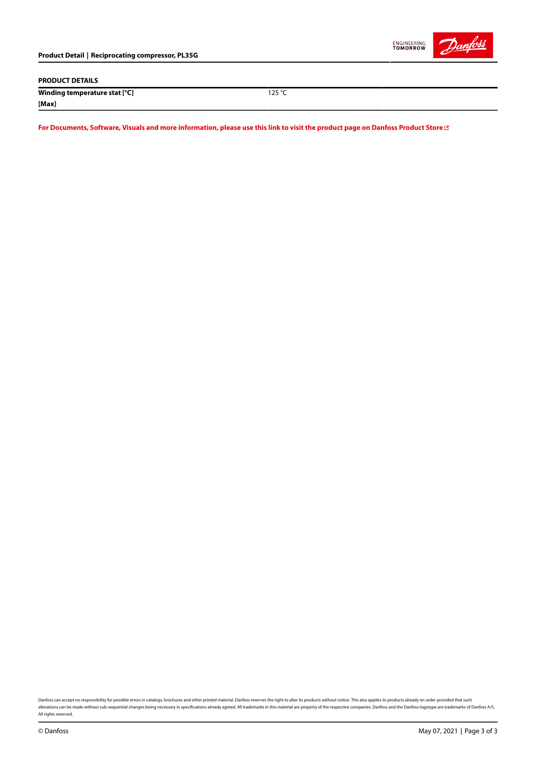## PRODUCT DETAILS

| | |
|---|---|
| **Winding temperature stat [°C] [Max]** | 125 °C |

**For Documents, Software, Visuals and more information, please use this link to visit the product page on Danfoss Product Store**

Danfoss can accept no responsibility for possible errors in catalogs, brochures and other printed material. Danfoss reserves the right to alter its products without notice. This also applies to products already on order provided that such alterations can be made without sub-sequential changes being necessary in specifications already agreed. All trademarks in this material are property of the respective companies. Danfoss and the Danfoss logotype are trademarks of Danfoss A/S. All rights reserved.